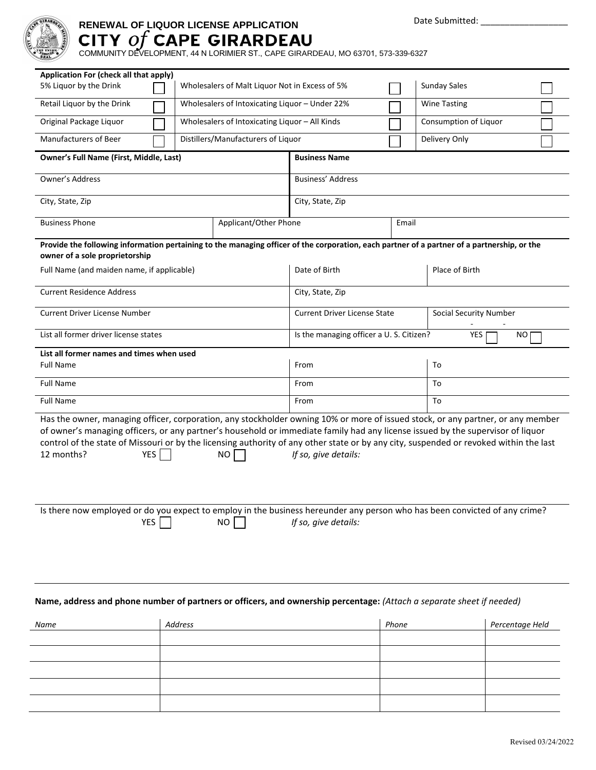Date Submitted: ___________________

# RENEWAL OF LIQUOR LICENSE APPLICATION

## CITY *of* CAPE GIRARDEAU

COMMUNITY DEVELOPMENT, 44 N LORIMIER ST., CAPE GIRARDEAU, MO 63701, 573-339-6327

**Application For (check all that apply)**

| | | | | | |
|---|---|---|---|---|---|
| 5% Liquor by the Drink | ☐ | Wholesalers of Malt Liquor Not in Excess of 5% | ☐ | Sunday Sales | ☐ |
| Retail Liquor by the Drink | ☐ | Wholesalers of Intoxicating Liquor – Under 22% | ☐ | Wine Tasting | ☐ |
| Original Package Liquor | ☐ | Wholesalers of Intoxicating Liquor – All Kinds | ☐ | Consumption of Liquor | ☐ |
| Manufacturers of Beer | ☐ | Distillers/Manufacturers of Liquor | ☐ | Delivery Only | ☐ |

| | |
|---|---|
| **Owner's Full Name (First, Middle, Last)** | **Business Name** |
| Owner's Address | Business' Address |
| City, State, Zip | City, State, Zip |

| | | |
|---|---|---|
| Business Phone | Applicant/Other Phone | Email |

**Provide the following information pertaining to the managing officer of the corporation, each partner of a partner of a partnership, or the owner of a sole proprietorship**

| | | |
|---|---|---|
| Full Name (and maiden name, if applicable) | Date of Birth | Place of Birth |
| Current Residence Address | City, State, Zip | |
| Current Driver License Number | Current Driver License State | Social Security Number - - |
| List all former driver license states | Is the managing officer a U. S. Citizen? YES ☐ NO ☐ | |

**List all former names and times when used**

| | | |
|---|---|---|
| Full Name | From | To |
| Full Name | From | To |
| Full Name | From | To |

Has the owner, managing officer, corporation, any stockholder owning 10% or more of issued stock, or any partner, or any member of owner's managing officers, or any partner's household or immediate family had any license issued by the supervisor of liquor control of the state of Missouri or by the licensing authority of any other state or by any city, suspended or revoked within the last 12 months? YES ☐ NO ☐ *If so, give details:*

Is there now employed or do you expect to employ in the business hereunder any person who has been convicted of any crime? YES ☐ NO ☐ *If so, give details:*

**Name, address and phone number of partners or officers, and ownership percentage:** *(Attach a separate sheet if needed)*

| *Name* | *Address* | *Phone* | *Percentage Held* |
|---|---|---|---|
| | | | |
| | | | |
| | | | |
| | | | |
| | | | |

Revised 03/24/2022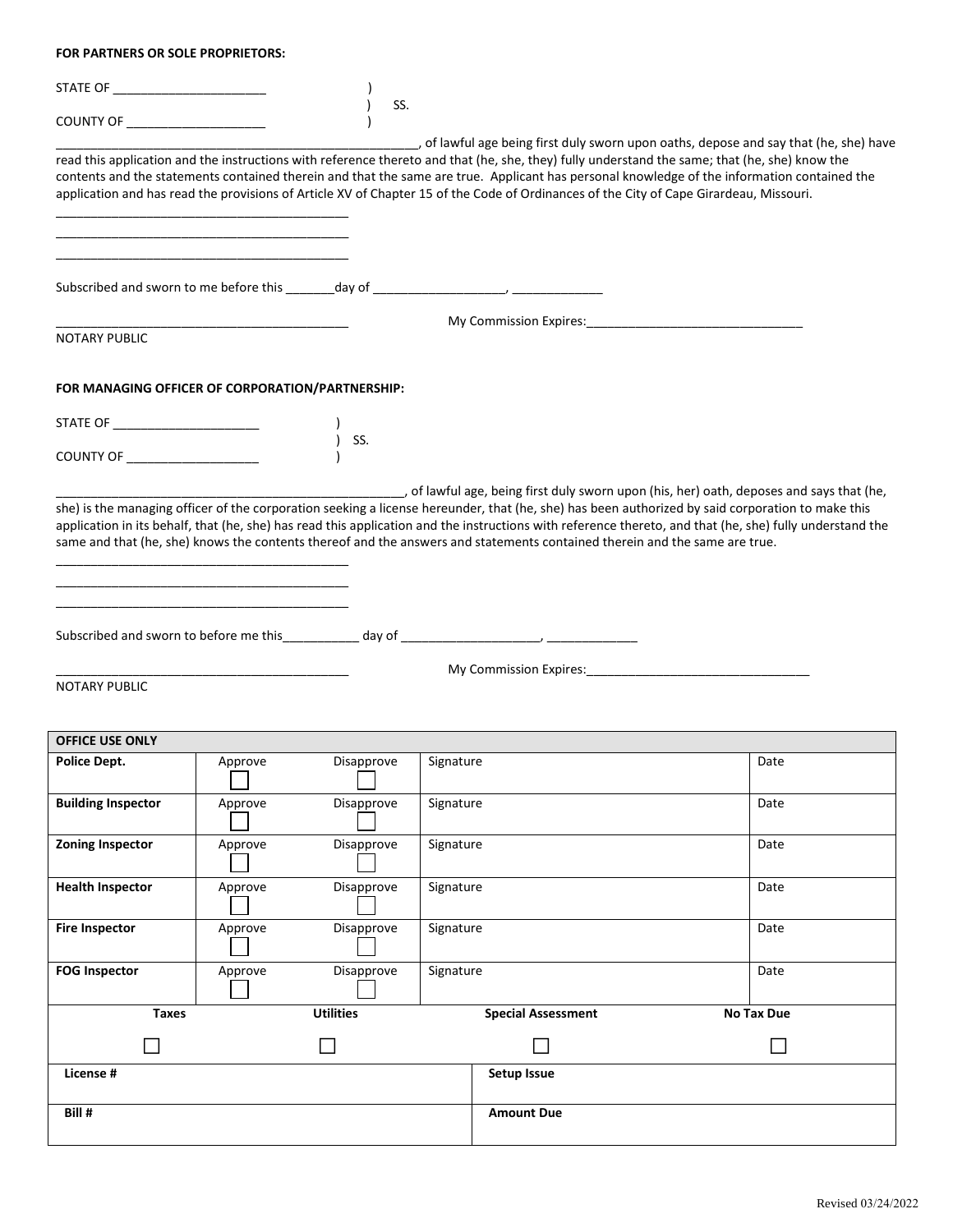**FOR PARTNERS OR SOLE PROPRIETORS:**

STATE OF ______________________ )
) SS.
COUNTY OF ____________________ )

______________________________________________________, of lawful age being first duly sworn upon oaths, depose and say that (he, she) have read this application and the instructions with reference thereto and that (he, she, they) fully understand the same; that (he, she) know the contents and the statements contained therein and that the same are true. Applicant has personal knowledge of the information contained the application and has read the provisions of Article XV of Chapter 15 of the Code of Ordinances of the City of Cape Girardeau, Missouri.

____________________________________________

____________________________________________

____________________________________________

Subscribed and sworn to me before this _______day of ___________________, _____________

____________________________________________ My Commission Expires:_______________________________

NOTARY PUBLIC

**FOR MANAGING OFFICER OF CORPORATION/PARTNERSHIP:**

STATE OF _____________________ )
) SS.
COUNTY OF ___________________ )

______________________________________________________, of lawful age, being first duly sworn upon (his, her) oath, deposes and says that (he, she) is the managing officer of the corporation seeking a license hereunder, that (he, she) has been authorized by said corporation to make this application in its behalf, that (he, she) has read this application and the instructions with reference thereto, and that (he, she) fully understand the same and that (he, she) knows the contents thereof and the answers and statements contained therein and the same are true.

____________________________________________

____________________________________________

____________________________________________

Subscribed and sworn to before me this___________ day of ____________________, _____________

____________________________________________ My Commission Expires:________________________________

NOTARY PUBLIC

| OFFICE USE ONLY | | | | |
|---|---|---|---|---|
| **Police Dept.** | Approve ☐ | Disapprove ☐ | Signature | Date |
| **Building Inspector** | Approve ☐ | Disapprove ☐ | Signature | Date |
| **Zoning Inspector** | Approve ☐ | Disapprove ☐ | Signature | Date |
| **Health Inspector** | Approve ☐ | Disapprove ☐ | Signature | Date |
| **Fire Inspector** | Approve ☐ | Disapprove ☐ | Signature | Date |
| **FOG Inspector** | Approve ☐ | Disapprove ☐ | Signature | Date |

| **Taxes** | **Utilities** | **Special Assessment** | **No Tax Due** |
|---|---|---|---|
| ☐ | ☐ | ☐ | ☐ |

| | |
|---|---|
| **License #** | **Setup Issue** |
| **Bill #** | **Amount Due** |

Revised 03/24/2022